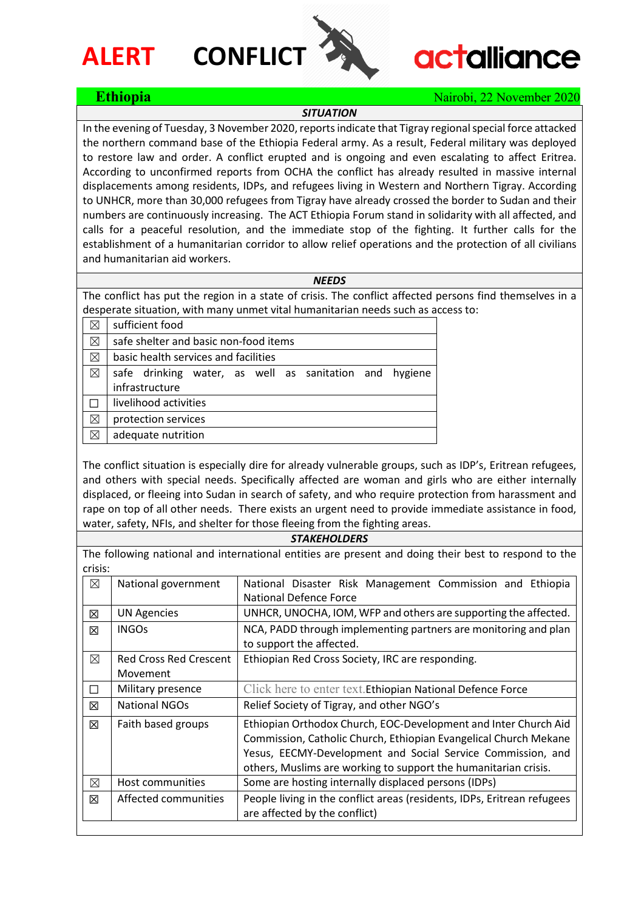# ALERT CONFLICT

actalliance

**Ethiopia** Nairobi, 22 November 2020

## *SITUATION*

In the evening of Tuesday, 3 November 2020, reports indicate that Tigray regional special force attacked the northern command base of the Ethiopia Federal army. As a result, Federal military was deployed to restore law and order. A conflict erupted and is ongoing and even escalating to affect Eritrea. According to unconfirmed reports from OCHA the conflict has already resulted in massive internal displacements among residents, IDPs, and refugees living in Western and Northern Tigray. According to UNHCR, more than 30,000 refugees from Tigray have already crossed the border to Sudan and their numbers are continuously increasing. The ACT Ethiopia Forum stand in solidarity with all affected, and calls for a peaceful resolution, and the immediate stop of the fighting. It further calls for the establishment of a humanitarian corridor to allow relief operations and the protection of all civilians and humanitarian aid workers.

## *NEEDS*

The conflict has put the region in a state of crisis. The conflict affected persons find themselves in a desperate situation, with many unmet vital humanitarian needs such as access to:

| | |
|---|---|
| ☒ | sufficient food |
| ☒ | safe shelter and basic non-food items |
| ☒ | basic health services and facilities |
| ☒ | safe drinking water, as well as sanitation and hygiene infrastructure |
| ☐ | livelihood activities |
| ☒ | protection services |
| ☒ | adequate nutrition |

The conflict situation is especially dire for already vulnerable groups, such as IDP's, Eritrean refugees, and others with special needs. Specifically affected are woman and girls who are either internally displaced, or fleeing into Sudan in search of safety, and who require protection from harassment and rape on top of all other needs. There exists an urgent need to provide immediate assistance in food, water, safety, NFIs, and shelter for those fleeing from the fighting areas.

## *STAKEHOLDERS*

The following national and international entities are present and doing their best to respond to the crisis:

| | | |
|---|---|---|
| ☒ | National government | National Disaster Risk Management Commission and Ethiopia National Defence Force |
| ☒ | UN Agencies | UNHCR, UNOCHA, IOM, WFP and others are supporting the affected. |
| ☒ | INGOs | NCA, PADD through implementing partners are monitoring and plan to support the affected. |
| ☒ | Red Cross Red Crescent Movement | Ethiopian Red Cross Society, IRC are responding. |
| ☐ | Military presence | Click here to enter text.Ethiopian National Defence Force |
| ☒ | National NGOs | Relief Society of Tigray, and other NGO's |
| ☒ | Faith based groups | Ethiopian Orthodox Church, EOC-Development and Inter Church Aid Commission, Catholic Church, Ethiopian Evangelical Church Mekane Yesus, EECMY-Development and Social Service Commission, and others, Muslims are working to support the humanitarian crisis. |
| ☒ | Host communities | Some are hosting internally displaced persons (IDPs) |
| ☒ | Affected communities | People living in the conflict areas (residents, IDPs, Eritrean refugees are affected by the conflict) |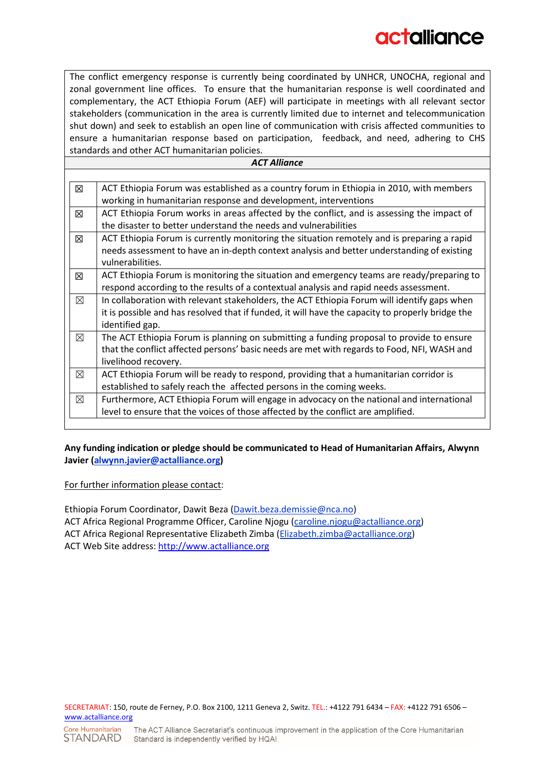The conflict emergency response is currently being coordinated by UNHCR, UNOCHA, regional and zonal government line offices. To ensure that the humanitarian response is well coordinated and complementary, the ACT Ethiopia Forum (AEF) will participate in meetings with all relevant sector stakeholders (communication in the area is currently limited due to internet and telecommunication shut down) and seek to establish an open line of communication with crisis affected communities to ensure a humanitarian response based on participation, feedback, and need, adhering to CHS standards and other ACT humanitarian policies.

***ACT Alliance***

| | |
|---|---|
| ☒ | ACT Ethiopia Forum was established as a country forum in Ethiopia in 2010, with members working in humanitarian response and development, interventions |
| ☒ | ACT Ethiopia Forum works in areas affected by the conflict, and is assessing the impact of the disaster to better understand the needs and vulnerabilities |
| ☒ | ACT Ethiopia Forum is currently monitoring the situation remotely and is preparing a rapid needs assessment to have an in-depth context analysis and better understanding of existing vulnerabilities. |
| ☒ | ACT Ethiopia Forum is monitoring the situation and emergency teams are ready/preparing to respond according to the results of a contextual analysis and rapid needs assessment. |
| ☒ | In collaboration with relevant stakeholders, the ACT Ethiopia Forum will identify gaps when it is possible and has resolved that if funded, it will have the capacity to properly bridge the identified gap. |
| ☒ | The ACT Ethiopia Forum is planning on submitting a funding proposal to provide to ensure that the conflict affected persons' basic needs are met with regards to Food, NFI, WASH and livelihood recovery. |
| ☒ | ACT Ethiopia Forum will be ready to respond, providing that a humanitarian corridor is established to safely reach the affected persons in the coming weeks. |
| ☒ | Furthermore, ACT Ethiopia Forum will engage in advocacy on the national and international level to ensure that the voices of those affected by the conflict are amplified. |

**Any funding indication or pledge should be communicated to Head of Humanitarian Affairs, Alwynn Javier (alwynn.javier@actalliance.org)**

For further information please contact:

Ethiopia Forum Coordinator, Dawit Beza (Dawit.beza.demissie@nca.no)
ACT Africa Regional Programme Officer, Caroline Njogu (caroline.njogu@actalliance.org)
ACT Africa Regional Representative Elizabeth Zimba (Elizabeth.zimba@actalliance.org)
ACT Web Site address: http://www.actalliance.org